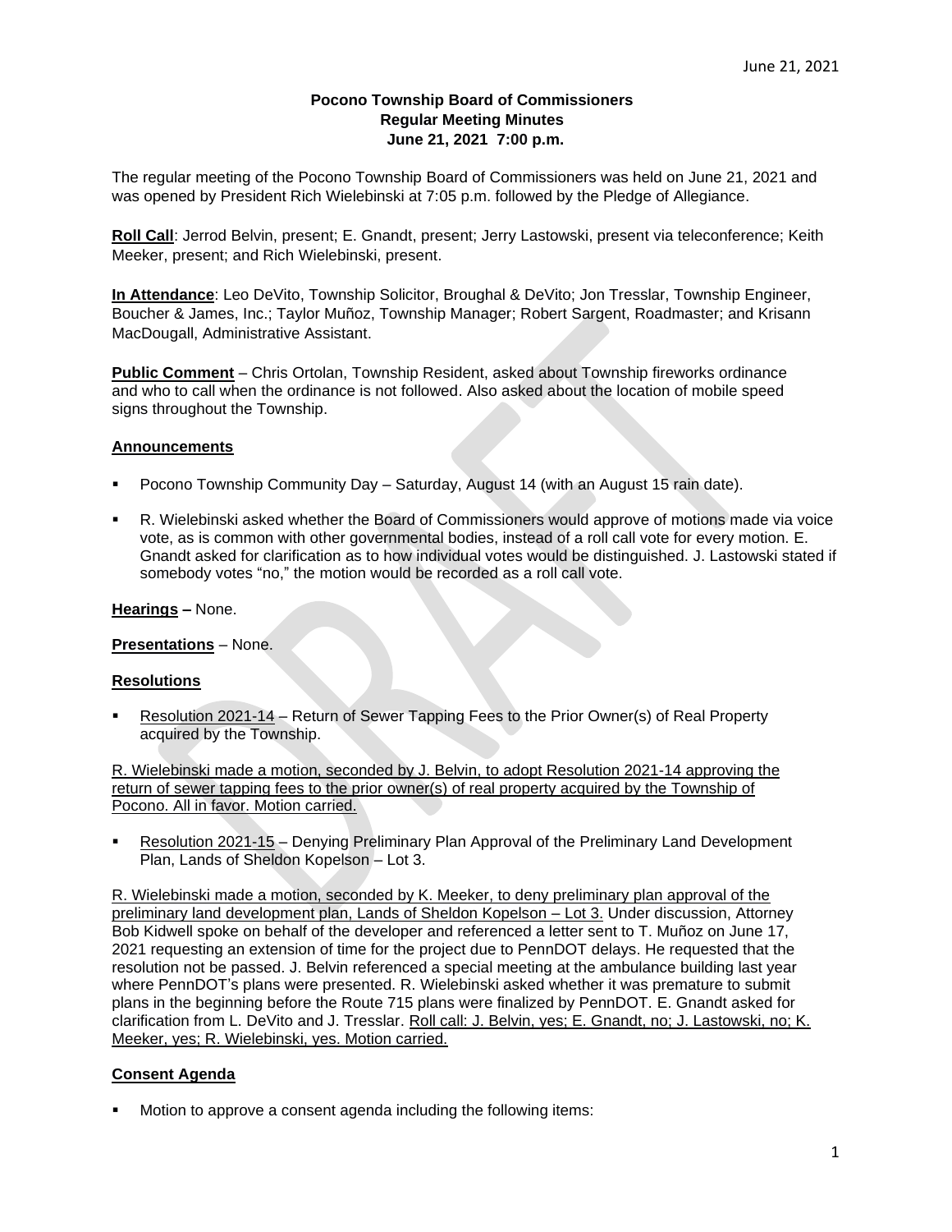**Pocono Township Board of Commissioners**
**Regular Meeting Minutes**
**June 21, 2021 7:00 p.m.**

The regular meeting of the Pocono Township Board of Commissioners was held on June 21, 2021 and was opened by President Rich Wielebinski at 7:05 p.m. followed by the Pledge of Allegiance.

**Roll Call**: Jerrod Belvin, present; E. Gnandt, present; Jerry Lastowski, present via teleconference; Keith Meeker, present; and Rich Wielebinski, present.

**In Attendance**: Leo DeVito, Township Solicitor, Broughal & DeVito; Jon Tresslar, Township Engineer, Boucher & James, Inc.; Taylor Muñoz, Township Manager; Robert Sargent, Roadmaster; and Krisann MacDougall, Administrative Assistant.

**Public Comment** – Chris Ortolan, Township Resident, asked about Township fireworks ordinance and who to call when the ordinance is not followed. Also asked about the location of mobile speed signs throughout the Township.

**Announcements**

- Pocono Township Community Day – Saturday, August 14 (with an August 15 rain date).
- R. Wielebinski asked whether the Board of Commissioners would approve of motions made via voice vote, as is common with other governmental bodies, instead of a roll call vote for every motion. E. Gnandt asked for clarification as to how individual votes would be distinguished. J. Lastowski stated if somebody votes "no," the motion would be recorded as a roll call vote.

**Hearings –** None.

**Presentations** – None.

**Resolutions**

- Resolution 2021-14 – Return of Sewer Tapping Fees to the Prior Owner(s) of Real Property acquired by the Township.

R. Wielebinski made a motion, seconded by J. Belvin, to adopt Resolution 2021-14 approving the return of sewer tapping fees to the prior owner(s) of real property acquired by the Township of Pocono. All in favor. Motion carried.

- Resolution 2021-15 – Denying Preliminary Plan Approval of the Preliminary Land Development Plan, Lands of Sheldon Kopelson – Lot 3.

R. Wielebinski made a motion, seconded by K. Meeker, to deny preliminary plan approval of the preliminary land development plan, Lands of Sheldon Kopelson – Lot 3. Under discussion, Attorney Bob Kidwell spoke on behalf of the developer and referenced a letter sent to T. Muñoz on June 17, 2021 requesting an extension of time for the project due to PennDOT delays. He requested that the resolution not be passed. J. Belvin referenced a special meeting at the ambulance building last year where PennDOT's plans were presented. R. Wielebinski asked whether it was premature to submit plans in the beginning before the Route 715 plans were finalized by PennDOT. E. Gnandt asked for clarification from L. DeVito and J. Tresslar. Roll call: J. Belvin, yes; E. Gnandt, no; J. Lastowski, no; K. Meeker, yes; R. Wielebinski, yes. Motion carried.

**Consent Agenda**

- Motion to approve a consent agenda including the following items: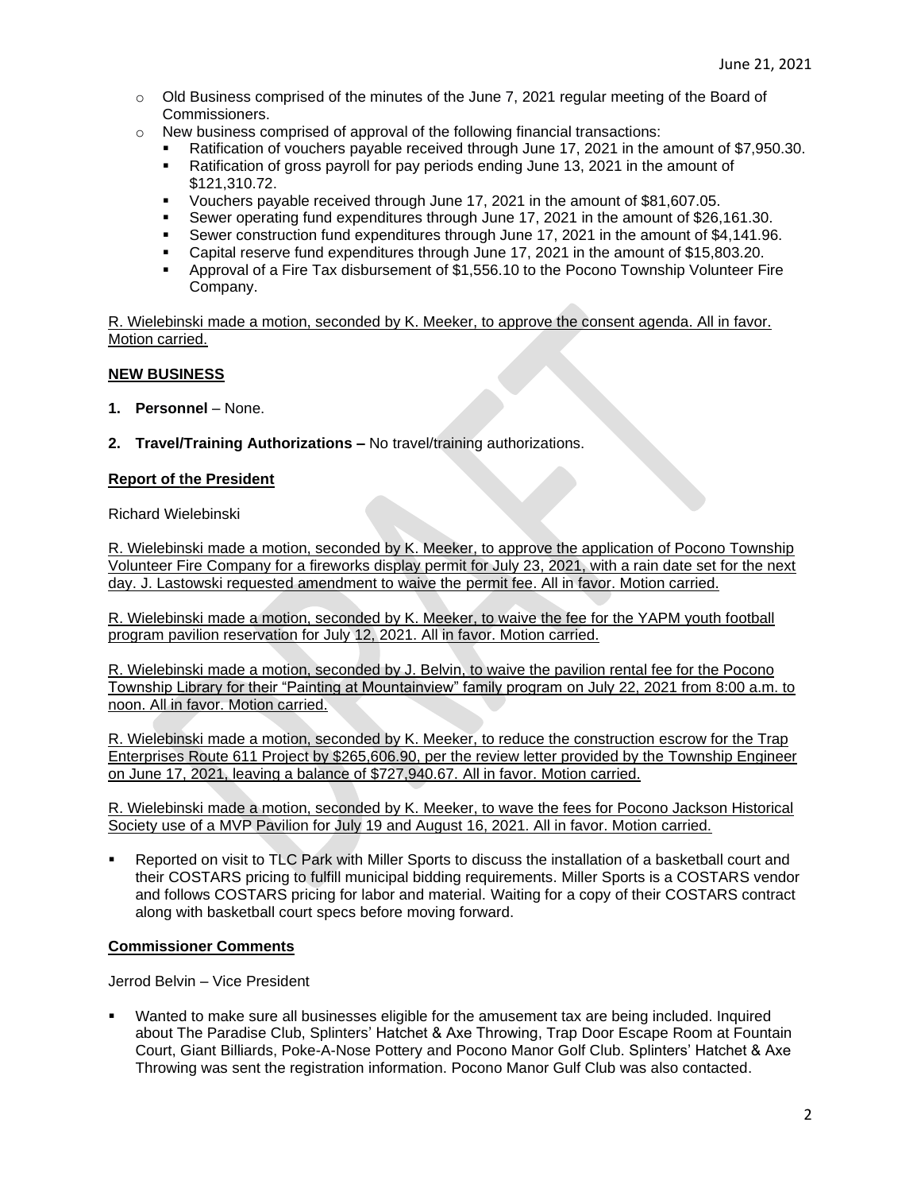- Old Business comprised of the minutes of the June 7, 2021 regular meeting of the Board of Commissioners.
- New business comprised of approval of the following financial transactions:
  - Ratification of vouchers payable received through June 17, 2021 in the amount of $7,950.30.
  - Ratification of gross payroll for pay periods ending June 13, 2021 in the amount of $121,310.72.
  - Vouchers payable received through June 17, 2021 in the amount of $81,607.05.
  - Sewer operating fund expenditures through June 17, 2021 in the amount of $26,161.30.
  - Sewer construction fund expenditures through June 17, 2021 in the amount of $4,141.96.
  - Capital reserve fund expenditures through June 17, 2021 in the amount of $15,803.20.
  - Approval of a Fire Tax disbursement of $1,556.10 to the Pocono Township Volunteer Fire Company.

R. Wielebinski made a motion, seconded by K. Meeker, to approve the consent agenda. All in favor. Motion carried.

## NEW BUSINESS

1. **Personnel** – None.

2. **Travel/Training Authorizations –** No travel/training authorizations.

## Report of the President

Richard Wielebinski

R. Wielebinski made a motion, seconded by K. Meeker, to approve the application of Pocono Township Volunteer Fire Company for a fireworks display permit for July 23, 2021, with a rain date set for the next day. J. Lastowski requested amendment to waive the permit fee. All in favor. Motion carried.

R. Wielebinski made a motion, seconded by K. Meeker, to waive the fee for the YAPM youth football program pavilion reservation for July 12, 2021. All in favor. Motion carried.

R. Wielebinski made a motion, seconded by J. Belvin, to waive the pavilion rental fee for the Pocono Township Library for their "Painting at Mountainview" family program on July 22, 2021 from 8:00 a.m. to noon. All in favor. Motion carried.

R. Wielebinski made a motion, seconded by K. Meeker, to reduce the construction escrow for the Trap Enterprises Route 611 Project by $265,606.90, per the review letter provided by the Township Engineer on June 17, 2021, leaving a balance of $727,940.67. All in favor. Motion carried.

R. Wielebinski made a motion, seconded by K. Meeker, to wave the fees for Pocono Jackson Historical Society use of a MVP Pavilion for July 19 and August 16, 2021. All in favor. Motion carried.

- Reported on visit to TLC Park with Miller Sports to discuss the installation of a basketball court and their COSTARS pricing to fulfill municipal bidding requirements. Miller Sports is a COSTARS vendor and follows COSTARS pricing for labor and material. Waiting for a copy of their COSTARS contract along with basketball court specs before moving forward.

## Commissioner Comments

Jerrod Belvin – Vice President

- Wanted to make sure all businesses eligible for the amusement tax are being included. Inquired about The Paradise Club, Splinters' Hatchet & Axe Throwing, Trap Door Escape Room at Fountain Court, Giant Billiards, Poke-A-Nose Pottery and Pocono Manor Golf Club. Splinters' Hatchet & Axe Throwing was sent the registration information. Pocono Manor Gulf Club was also contacted.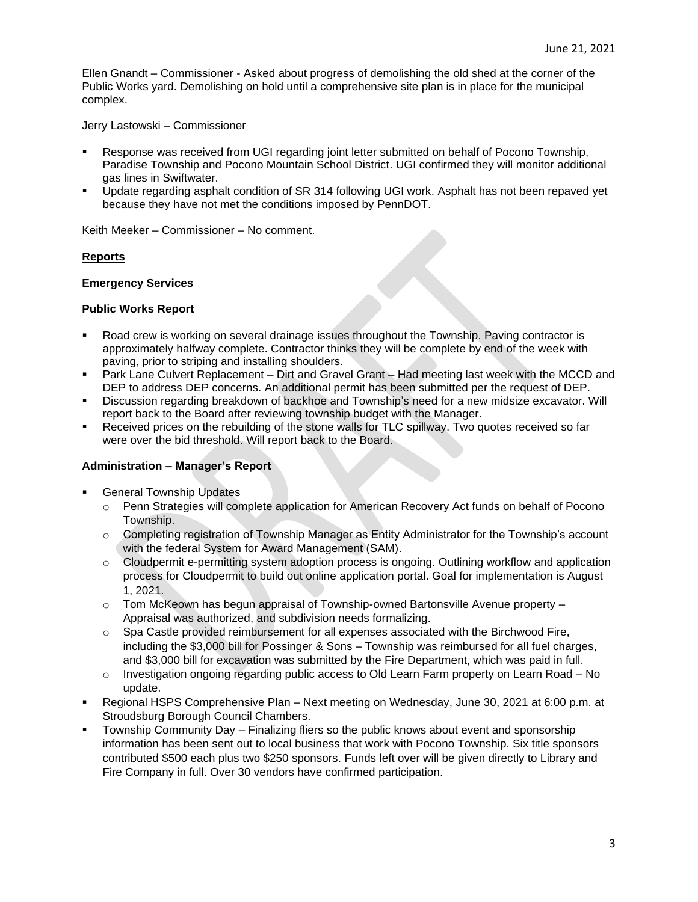Ellen Gnandt – Commissioner - Asked about progress of demolishing the old shed at the corner of the Public Works yard. Demolishing on hold until a comprehensive site plan is in place for the municipal complex.

Jerry Lastowski – Commissioner

- Response was received from UGI regarding joint letter submitted on behalf of Pocono Township, Paradise Township and Pocono Mountain School District. UGI confirmed they will monitor additional gas lines in Swiftwater.
- Update regarding asphalt condition of SR 314 following UGI work. Asphalt has not been repaved yet because they have not met the conditions imposed by PennDOT.

Keith Meeker – Commissioner – No comment.

## Reports

### Emergency Services

### Public Works Report

- Road crew is working on several drainage issues throughout the Township. Paving contractor is approximately halfway complete. Contractor thinks they will be complete by end of the week with paving, prior to striping and installing shoulders.
- Park Lane Culvert Replacement – Dirt and Gravel Grant – Had meeting last week with the MCCD and DEP to address DEP concerns. An additional permit has been submitted per the request of DEP.
- Discussion regarding breakdown of backhoe and Township's need for a new midsize excavator. Will report back to the Board after reviewing township budget with the Manager.
- Received prices on the rebuilding of the stone walls for TLC spillway. Two quotes received so far were over the bid threshold. Will report back to the Board.

### Administration – Manager's Report

- General Township Updates
  - Penn Strategies will complete application for American Recovery Act funds on behalf of Pocono Township.
  - Completing registration of Township Manager as Entity Administrator for the Township's account with the federal System for Award Management (SAM).
  - Cloudpermit e-permitting system adoption process is ongoing. Outlining workflow and application process for Cloudpermit to build out online application portal. Goal for implementation is August 1, 2021.
  - Tom McKeown has begun appraisal of Township-owned Bartonsville Avenue property – Appraisal was authorized, and subdivision needs formalizing.
  - Spa Castle provided reimbursement for all expenses associated with the Birchwood Fire, including the $3,000 bill for Possinger & Sons – Township was reimbursed for all fuel charges, and $3,000 bill for excavation was submitted by the Fire Department, which was paid in full.
  - Investigation ongoing regarding public access to Old Learn Farm property on Learn Road – No update.
- Regional HSPS Comprehensive Plan – Next meeting on Wednesday, June 30, 2021 at 6:00 p.m. at Stroudsburg Borough Council Chambers.
- Township Community Day – Finalizing fliers so the public knows about event and sponsorship information has been sent out to local business that work with Pocono Township. Six title sponsors contributed $500 each plus two $250 sponsors. Funds left over will be given directly to Library and Fire Company in full. Over 30 vendors have confirmed participation.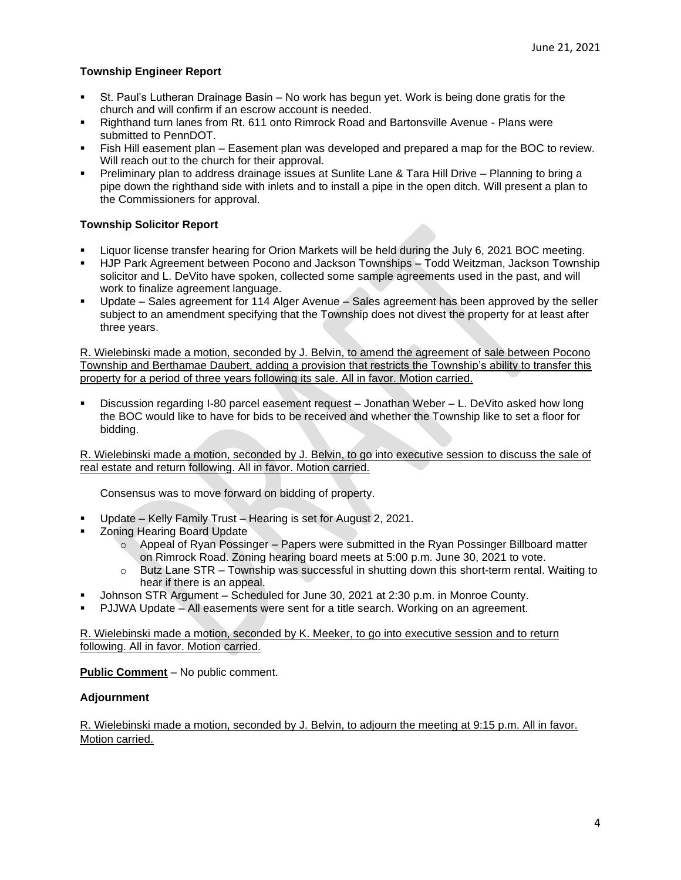**Township Engineer Report**

- St. Paul's Lutheran Drainage Basin – No work has begun yet. Work is being done gratis for the church and will confirm if an escrow account is needed.
- Righthand turn lanes from Rt. 611 onto Rimrock Road and Bartonsville Avenue - Plans were submitted to PennDOT.
- Fish Hill easement plan – Easement plan was developed and prepared a map for the BOC to review. Will reach out to the church for their approval.
- Preliminary plan to address drainage issues at Sunlite Lane & Tara Hill Drive – Planning to bring a pipe down the righthand side with inlets and to install a pipe in the open ditch. Will present a plan to the Commissioners for approval.

**Township Solicitor Report**

- Liquor license transfer hearing for Orion Markets will be held during the July 6, 2021 BOC meeting.
- HJP Park Agreement between Pocono and Jackson Townships – Todd Weitzman, Jackson Township solicitor and L. DeVito have spoken, collected some sample agreements used in the past, and will work to finalize agreement language.
- Update – Sales agreement for 114 Alger Avenue – Sales agreement has been approved by the seller subject to an amendment specifying that the Township does not divest the property for at least after three years.

R. Wielebinski made a motion, seconded by J. Belvin, to amend the agreement of sale between Pocono Township and Berthamae Daubert, adding a provision that restricts the Township's ability to transfer this property for a period of three years following its sale. All in favor. Motion carried.

- Discussion regarding I-80 parcel easement request – Jonathan Weber – L. DeVito asked how long the BOC would like to have for bids to be received and whether the Township like to set a floor for bidding.

R. Wielebinski made a motion, seconded by J. Belvin, to go into executive session to discuss the sale of real estate and return following. All in favor. Motion carried.

Consensus was to move forward on bidding of property.

- Update – Kelly Family Trust – Hearing is set for August 2, 2021.
- Zoning Hearing Board Update
    - Appeal of Ryan Possinger – Papers were submitted in the Ryan Possinger Billboard matter on Rimrock Road. Zoning hearing board meets at 5:00 p.m. June 30, 2021 to vote.
    - Butz Lane STR – Township was successful in shutting down this short-term rental. Waiting to hear if there is an appeal.
- Johnson STR Argument – Scheduled for June 30, 2021 at 2:30 p.m. in Monroe County.
- PJJWA Update – All easements were sent for a title search. Working on an agreement.

R. Wielebinski made a motion, seconded by K. Meeker, to go into executive session and to return following. All in favor. Motion carried.

**Public Comment** – No public comment.

**Adjournment**

R. Wielebinski made a motion, seconded by J. Belvin, to adjourn the meeting at 9:15 p.m. All in favor. Motion carried.